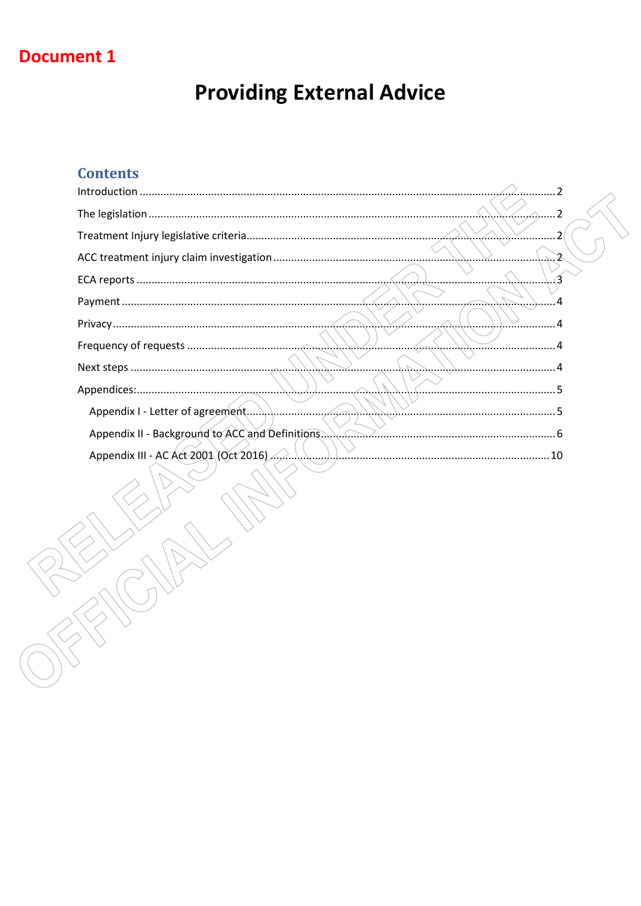**Document 1**

# Providing External Advice

## Contents

Introduction .......... 2

The legislation .......... 2

Treatment Injury legislative criteria .......... 2

ACC treatment injury claim investigation .......... 2

ECA reports .......... 3

Payment .......... 4

Privacy .......... 4

Frequency of requests .......... 4

Next steps .......... 4

Appendices: .......... 5

- Appendix I - Letter of agreement .......... 5
- Appendix II - Background to ACC and Definitions .......... 6
- Appendix III - AC Act 2001 (Oct 2016) .......... 10

RELEASED UNDER THE OFFICIAL INFORMATION ACT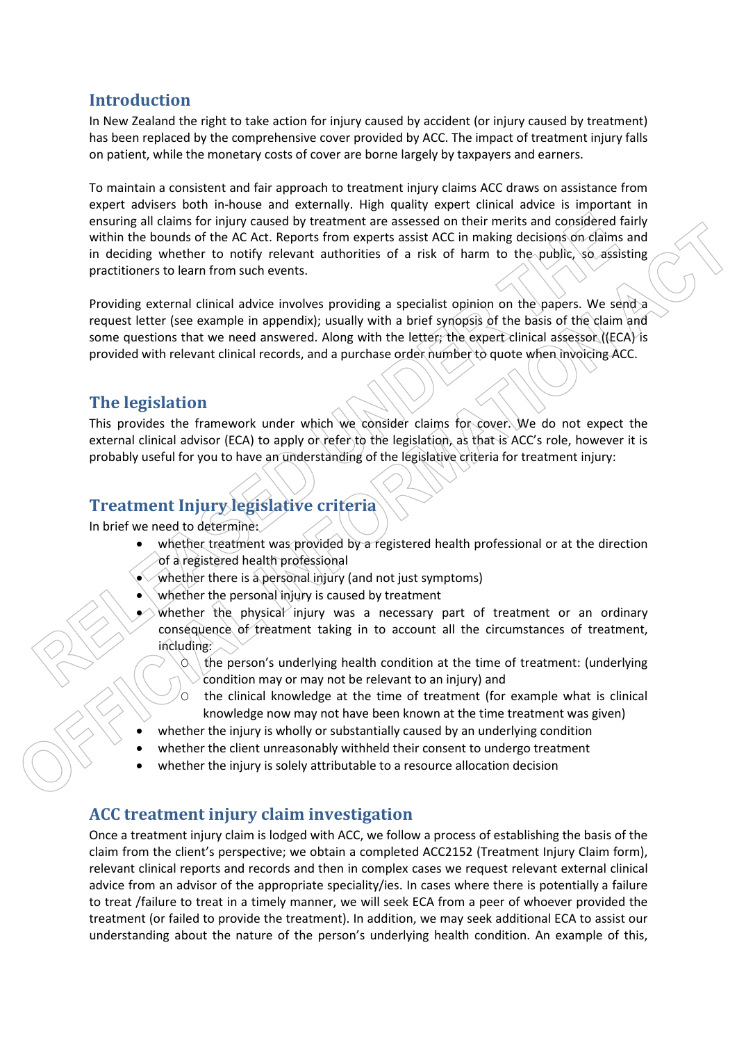## Introduction

In New Zealand the right to take action for injury caused by accident (or injury caused by treatment) has been replaced by the comprehensive cover provided by ACC. The impact of treatment injury falls on patient, while the monetary costs of cover are borne largely by taxpayers and earners.

To maintain a consistent and fair approach to treatment injury claims ACC draws on assistance from expert advisers both in-house and externally. High quality expert clinical advice is important in ensuring all claims for injury caused by treatment are assessed on their merits and considered fairly within the bounds of the AC Act. Reports from experts assist ACC in making decisions on claims and in deciding whether to notify relevant authorities of a risk of harm to the public, so assisting practitioners to learn from such events.

Providing external clinical advice involves providing a specialist opinion on the papers. We send a request letter (see example in appendix); usually with a brief synopsis of the basis of the claim and some questions that we need answered. Along with the letter; the expert clinical assessor ((ECA) is provided with relevant clinical records, and a purchase order number to quote when invoicing ACC.

## The legislation

This provides the framework under which we consider claims for cover. We do not expect the external clinical advisor (ECA) to apply or refer to the legislation, as that is ACC's role, however it is probably useful for you to have an understanding of the legislative criteria for treatment injury:

## Treatment Injury legislative criteria

In brief we need to determine:

- whether treatment was provided by a registered health professional or at the direction of a registered health professional
- whether there is a personal injury (and not just symptoms)
- whether the personal injury is caused by treatment
- whether the physical injury was a necessary part of treatment or an ordinary consequence of treatment taking in to account all the circumstances of treatment, including:
  - the person's underlying health condition at the time of treatment: (underlying condition may or may not be relevant to an injury) and
  - the clinical knowledge at the time of treatment (for example what is clinical knowledge now may not have been known at the time treatment was given)
- whether the injury is wholly or substantially caused by an underlying condition
- whether the client unreasonably withheld their consent to undergo treatment
- whether the injury is solely attributable to a resource allocation decision

## ACC treatment injury claim investigation

Once a treatment injury claim is lodged with ACC, we follow a process of establishing the basis of the claim from the client's perspective; we obtain a completed ACC2152 (Treatment Injury Claim form), relevant clinical reports and records and then in complex cases we request relevant external clinical advice from an advisor of the appropriate speciality/ies. In cases where there is potentially a failure to treat /failure to treat in a timely manner, we will seek ECA from a peer of whoever provided the treatment (or failed to provide the treatment). In addition, we may seek additional ECA to assist our understanding about the nature of the person's underlying health condition. An example of this,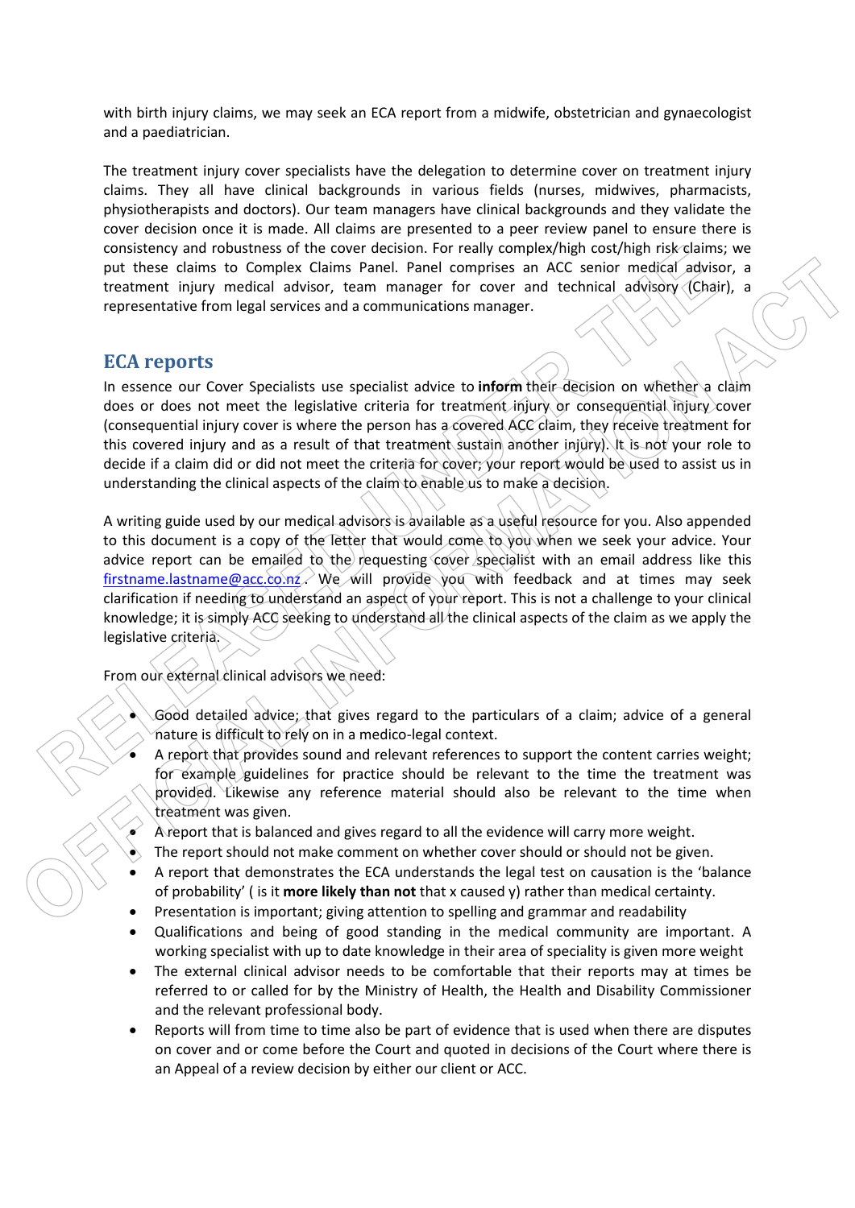with birth injury claims, we may seek an ECA report from a midwife, obstetrician and gynaecologist and a paediatrician.

The treatment injury cover specialists have the delegation to determine cover on treatment injury claims. They all have clinical backgrounds in various fields (nurses, midwives, pharmacists, physiotherapists and doctors). Our team managers have clinical backgrounds and they validate the cover decision once it is made. All claims are presented to a peer review panel to ensure there is consistency and robustness of the cover decision. For really complex/high cost/high risk claims; we put these claims to Complex Claims Panel. Panel comprises an ACC senior medical advisor, a treatment injury medical advisor, team manager for cover and technical advisory (Chair), a representative from legal services and a communications manager.

## ECA reports

In essence our Cover Specialists use specialist advice to **inform** their decision on whether a claim does or does not meet the legislative criteria for treatment injury or consequential injury cover (consequential injury cover is where the person has a covered ACC claim, they receive treatment for this covered injury and as a result of that treatment sustain another injury). It is not your role to decide if a claim did or did not meet the criteria for cover; your report would be used to assist us in understanding the clinical aspects of the claim to enable us to make a decision.

A writing guide used by our medical advisors is available as a useful resource for you. Also appended to this document is a copy of the letter that would come to you when we seek your advice. Your advice report can be emailed to the requesting cover specialist with an email address like this firstname.lastname@acc.co.nz . We will provide you with feedback and at times may seek clarification if needing to understand an aspect of your report. This is not a challenge to your clinical knowledge; it is simply ACC seeking to understand all the clinical aspects of the claim as we apply the legislative criteria.

From our external clinical advisors we need:

- Good detailed advice; that gives regard to the particulars of a claim; advice of a general nature is difficult to rely on in a medico-legal context.
- A report that provides sound and relevant references to support the content carries weight; for example guidelines for practice should be relevant to the time the treatment was provided. Likewise any reference material should also be relevant to the time when treatment was given.
- A report that is balanced and gives regard to all the evidence will carry more weight.
- The report should not make comment on whether cover should or should not be given.
- A report that demonstrates the ECA understands the legal test on causation is the 'balance of probability' ( is it **more likely than not** that x caused y) rather than medical certainty.
- Presentation is important; giving attention to spelling and grammar and readability
- Qualifications and being of good standing in the medical community are important. A working specialist with up to date knowledge in their area of speciality is given more weight
- The external clinical advisor needs to be comfortable that their reports may at times be referred to or called for by the Ministry of Health, the Health and Disability Commissioner and the relevant professional body.
- Reports will from time to time also be part of evidence that is used when there are disputes on cover and or come before the Court and quoted in decisions of the Court where there is an Appeal of a review decision by either our client or ACC.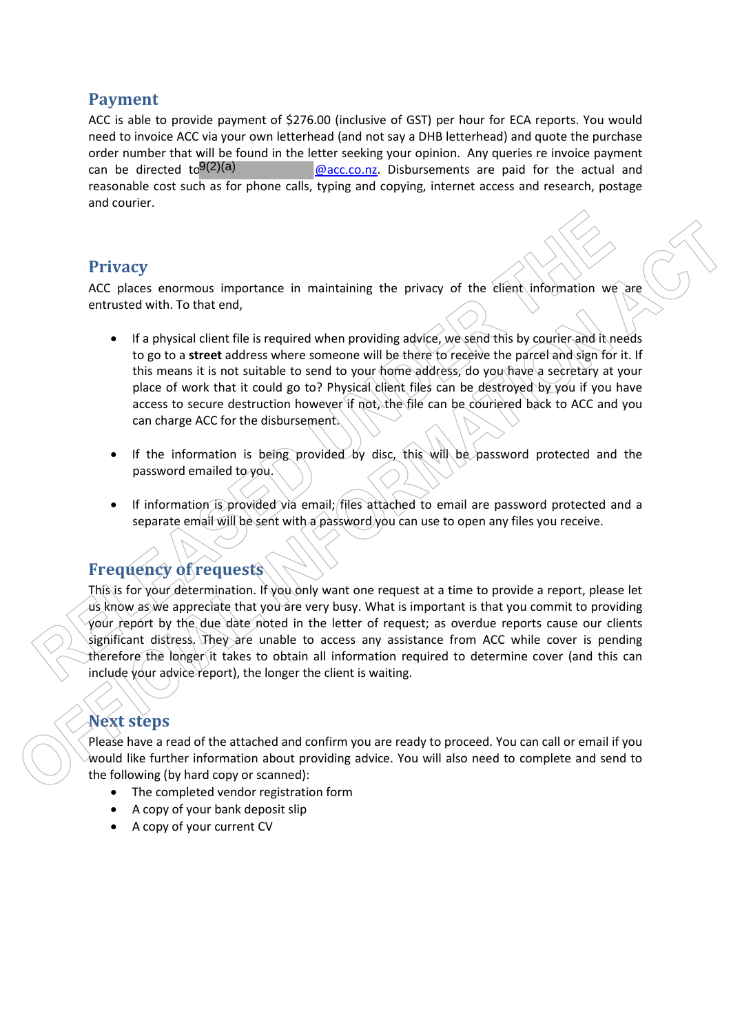## Payment

ACC is able to provide payment of $276.00 (inclusive of GST) per hour for ECA reports. You would need to invoice ACC via your own letterhead (and not say a DHB letterhead) and quote the purchase order number that will be found in the letter seeking your opinion. Any queries re invoice payment can be directed to 9(2)(a) @acc.co.nz. Disbursements are paid for the actual and reasonable cost such as for phone calls, typing and copying, internet access and research, postage and courier.

## Privacy

ACC places enormous importance in maintaining the privacy of the client information we are entrusted with. To that end,

- If a physical client file is required when providing advice, we send this by courier and it needs to go to a **street** address where someone will be there to receive the parcel and sign for it. If this means it is not suitable to send to your home address, do you have a secretary at your place of work that it could go to? Physical client files can be destroyed by you if you have access to secure destruction however if not, the file can be couriered back to ACC and you can charge ACC for the disbursement.

- If the information is being provided by disc, this will be password protected and the password emailed to you.

- If information is provided via email; files attached to email are password protected and a separate email will be sent with a password you can use to open any files you receive.

## Frequency of requests

This is for your determination. If you only want one request at a time to provide a report, please let us know as we appreciate that you are very busy. What is important is that you commit to providing your report by the due date noted in the letter of request; as overdue reports cause our clients significant distress. They are unable to access any assistance from ACC while cover is pending therefore the longer it takes to obtain all information required to determine cover (and this can include your advice report), the longer the client is waiting.

## Next steps

Please have a read of the attached and confirm you are ready to proceed. You can call or email if you would like further information about providing advice. You will also need to complete and send to the following (by hard copy or scanned):

- The completed vendor registration form
- A copy of your bank deposit slip
- A copy of your current CV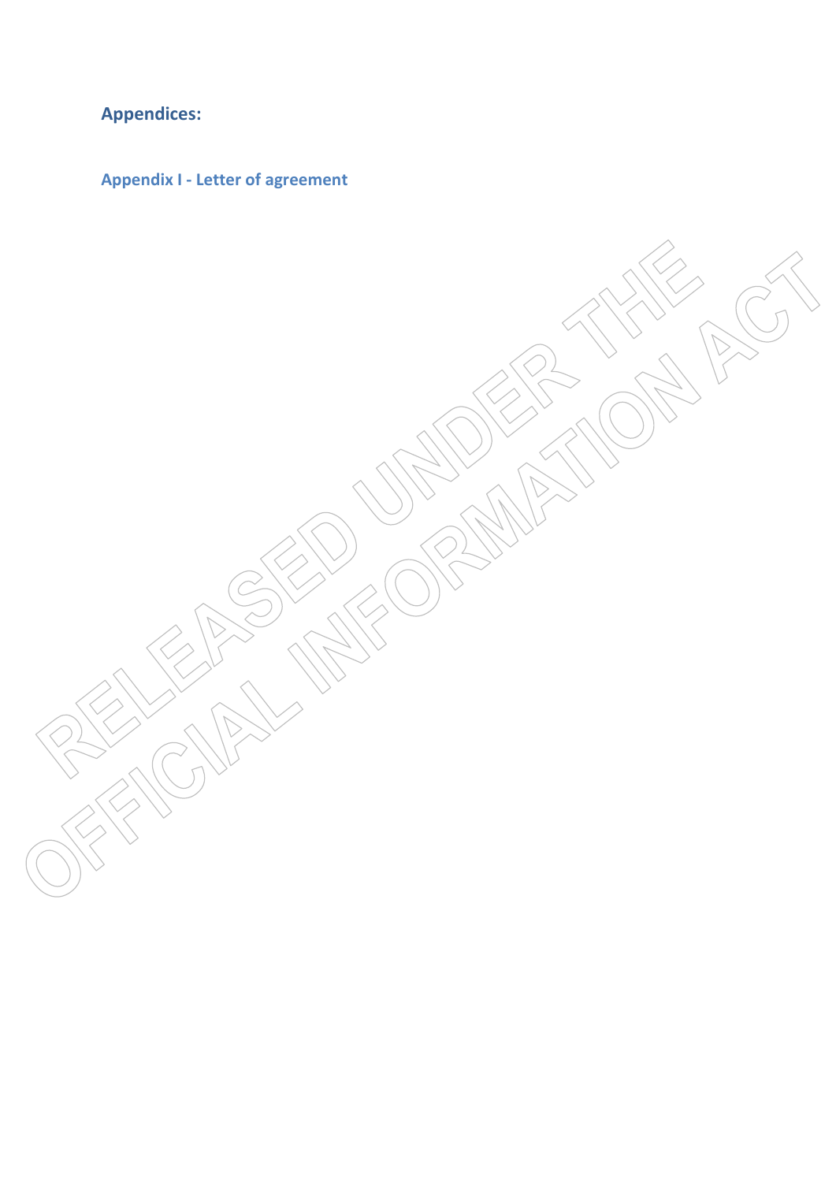## Appendices:

### Appendix I - Letter of agreement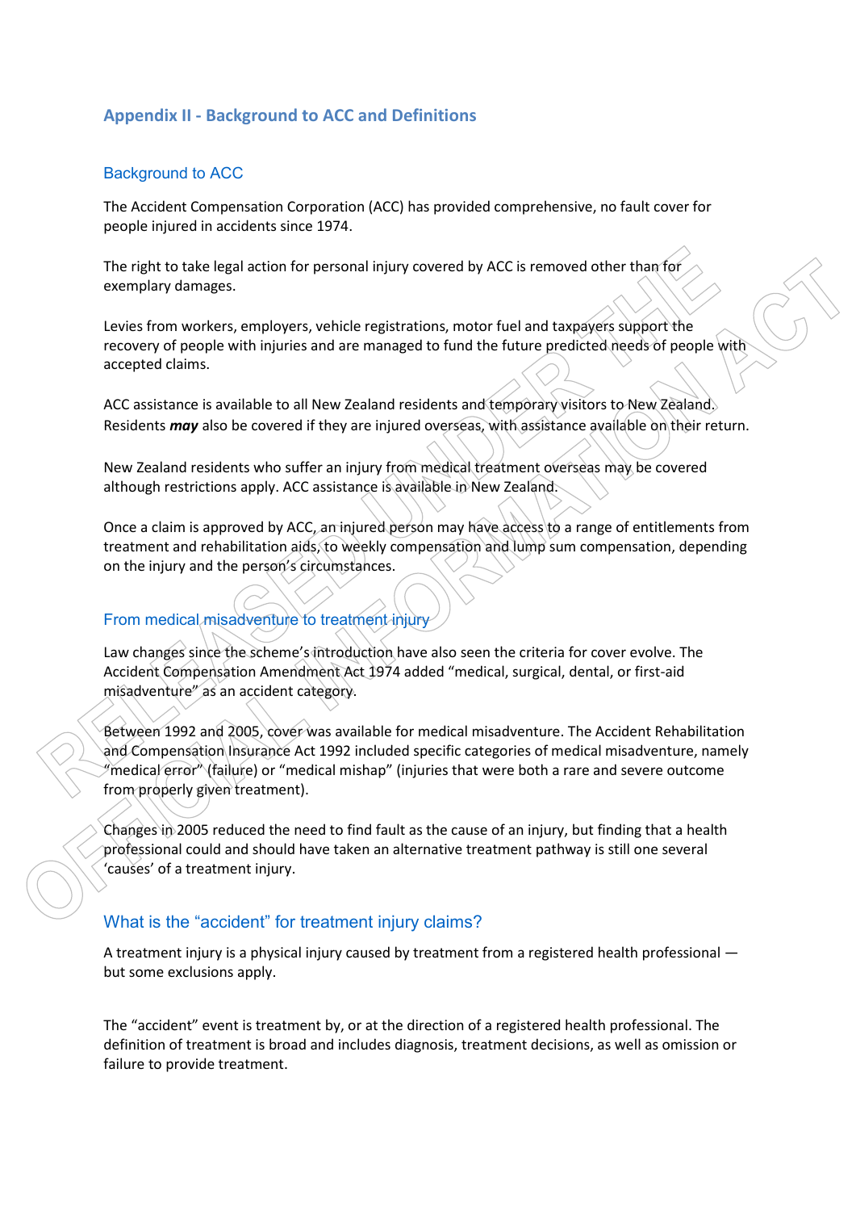## Appendix II - Background to ACC and Definitions

### Background to ACC

The Accident Compensation Corporation (ACC) has provided comprehensive, no fault cover for people injured in accidents since 1974.

The right to take legal action for personal injury covered by ACC is removed other than for exemplary damages.

Levies from workers, employers, vehicle registrations, motor fuel and taxpayers support the recovery of people with injuries and are managed to fund the future predicted needs of people with accepted claims.

ACC assistance is available to all New Zealand residents and temporary visitors to New Zealand. Residents ***may*** also be covered if they are injured overseas, with assistance available on their return.

New Zealand residents who suffer an injury from medical treatment overseas may be covered although restrictions apply. ACC assistance is available in New Zealand.

Once a claim is approved by ACC, an injured person may have access to a range of entitlements from treatment and rehabilitation aids, to weekly compensation and lump sum compensation, depending on the injury and the person's circumstances.

### From medical misadventure to treatment injury

Law changes since the scheme's introduction have also seen the criteria for cover evolve. The Accident Compensation Amendment Act 1974 added "medical, surgical, dental, or first-aid misadventure" as an accident category.

Between 1992 and 2005, cover was available for medical misadventure. The Accident Rehabilitation and Compensation Insurance Act 1992 included specific categories of medical misadventure, namely "medical error" (failure) or "medical mishap" (injuries that were both a rare and severe outcome from properly given treatment).

Changes in 2005 reduced the need to find fault as the cause of an injury, but finding that a health professional could and should have taken an alternative treatment pathway is still one several 'causes' of a treatment injury.

### What is the "accident" for treatment injury claims?

A treatment injury is a physical injury caused by treatment from a registered health professional — but some exclusions apply.

The "accident" event is treatment by, or at the direction of a registered health professional. The definition of treatment is broad and includes diagnosis, treatment decisions, as well as omission or failure to provide treatment.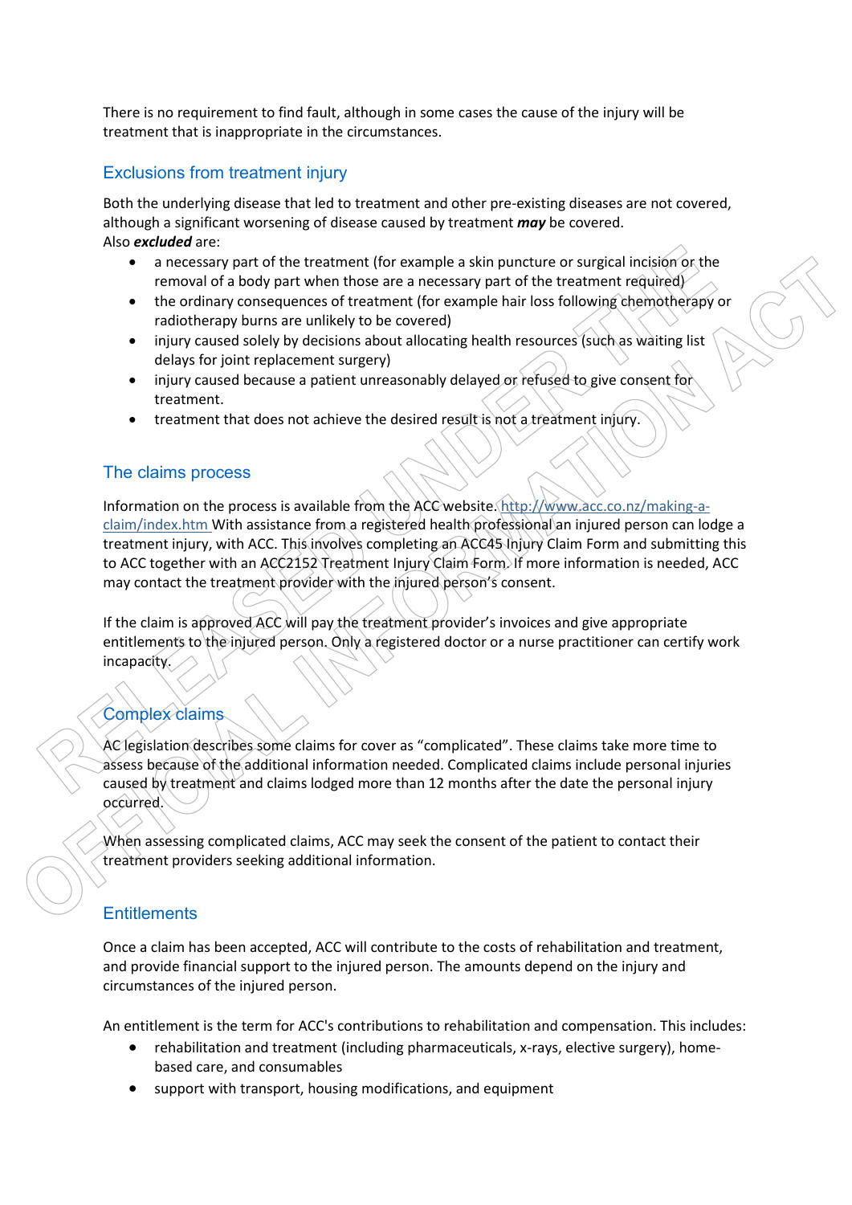There is no requirement to find fault, although in some cases the cause of the injury will be treatment that is inappropriate in the circumstances.

## Exclusions from treatment injury

Both the underlying disease that led to treatment and other pre-existing diseases are not covered, although a significant worsening of disease caused by treatment ***may*** be covered.
Also ***excluded*** are:

- a necessary part of the treatment (for example a skin puncture or surgical incision or the removal of a body part when those are a necessary part of the treatment required)
- the ordinary consequences of treatment (for example hair loss following chemotherapy or radiotherapy burns are unlikely to be covered)
- injury caused solely by decisions about allocating health resources (such as waiting list delays for joint replacement surgery)
- injury caused because a patient unreasonably delayed or refused to give consent for treatment.
- treatment that does not achieve the desired result is not a treatment injury.

## The claims process

Information on the process is available from the ACC website. http://www.acc.co.nz/making-a-claim/index.htm With assistance from a registered health professional an injured person can lodge a treatment injury, with ACC. This involves completing an ACC45 Injury Claim Form and submitting this to ACC together with an ACC2152 Treatment Injury Claim Form. If more information is needed, ACC may contact the treatment provider with the injured person's consent.

If the claim is approved ACC will pay the treatment provider's invoices and give appropriate entitlements to the injured person. Only a registered doctor or a nurse practitioner can certify work incapacity.

## Complex claims

AC legislation describes some claims for cover as "complicated". These claims take more time to assess because of the additional information needed. Complicated claims include personal injuries caused by treatment and claims lodged more than 12 months after the date the personal injury occurred.

When assessing complicated claims, ACC may seek the consent of the patient to contact their treatment providers seeking additional information.

## Entitlements

Once a claim has been accepted, ACC will contribute to the costs of rehabilitation and treatment, and provide financial support to the injured person. The amounts depend on the injury and circumstances of the injured person.

An entitlement is the term for ACC's contributions to rehabilitation and compensation. This includes:

- rehabilitation and treatment (including pharmaceuticals, x-rays, elective surgery), home-based care, and consumables
- support with transport, housing modifications, and equipment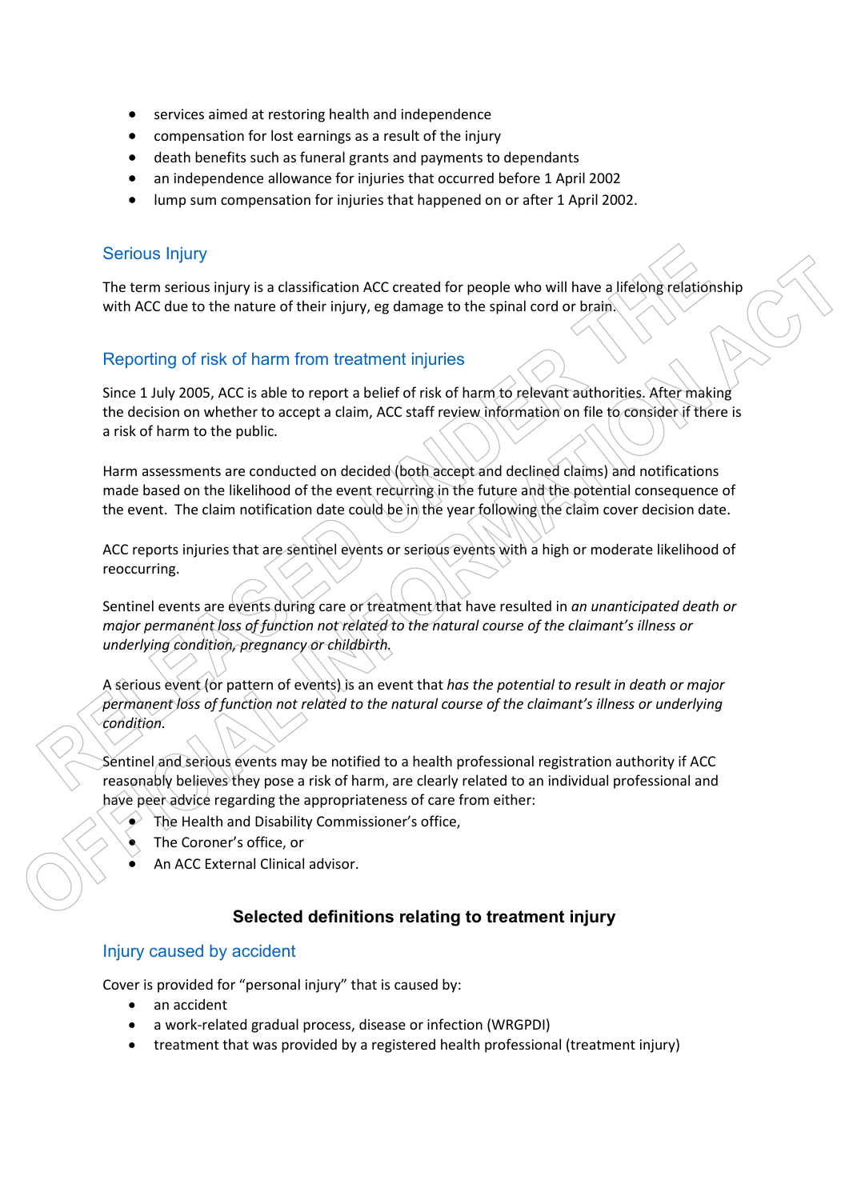- services aimed at restoring health and independence
- compensation for lost earnings as a result of the injury
- death benefits such as funeral grants and payments to dependants
- an independence allowance for injuries that occurred before 1 April 2002
- lump sum compensation for injuries that happened on or after 1 April 2002.

## Serious Injury

The term serious injury is a classification ACC created for people who will have a lifelong relationship with ACC due to the nature of their injury, eg damage to the spinal cord or brain.

## Reporting of risk of harm from treatment injuries

Since 1 July 2005, ACC is able to report a belief of risk of harm to relevant authorities. After making the decision on whether to accept a claim, ACC staff review information on file to consider if there is a risk of harm to the public.

Harm assessments are conducted on decided (both accept and declined claims) and notifications made based on the likelihood of the event recurring in the future and the potential consequence of the event. The claim notification date could be in the year following the claim cover decision date.

ACC reports injuries that are sentinel events or serious events with a high or moderate likelihood of reoccurring.

Sentinel events are events during care or treatment that have resulted in *an unanticipated death or major permanent loss of function not related to the natural course of the claimant's illness or underlying condition, pregnancy or childbirth.*

A serious event (or pattern of events) is an event that *has the potential to result in death or major permanent loss of function not related to the natural course of the claimant's illness or underlying condition.*

Sentinel and serious events may be notified to a health professional registration authority if ACC reasonably believes they pose a risk of harm, are clearly related to an individual professional and have peer advice regarding the appropriateness of care from either:

- The Health and Disability Commissioner's office,
- The Coroner's office, or
- An ACC External Clinical advisor.

# Selected definitions relating to treatment injury

## Injury caused by accident

Cover is provided for "personal injury" that is caused by:

- an accident
- a work-related gradual process, disease or infection (WRGPDI)
- treatment that was provided by a registered health professional (treatment injury)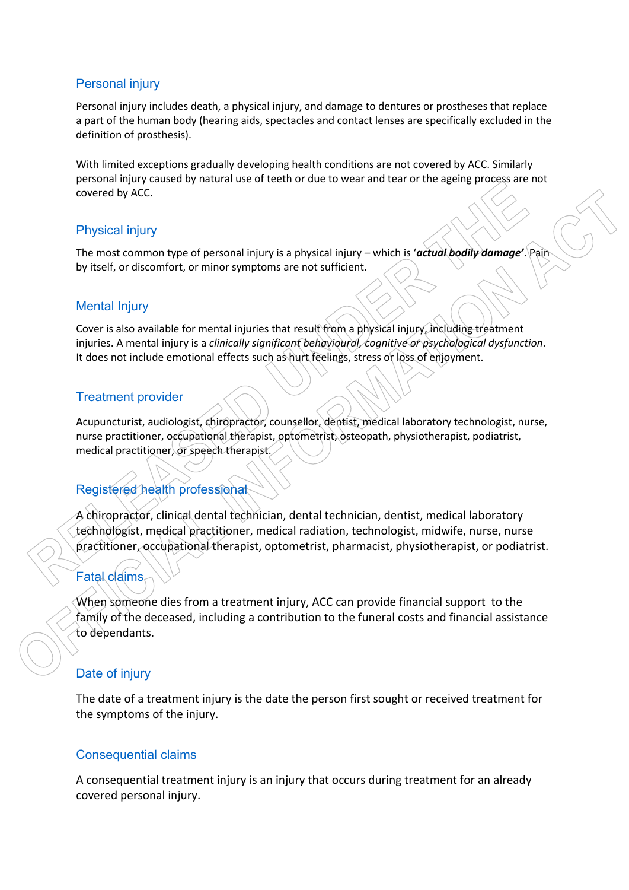## Personal injury

Personal injury includes death, a physical injury, and damage to dentures or prostheses that replace a part of the human body (hearing aids, spectacles and contact lenses are specifically excluded in the definition of prosthesis).

With limited exceptions gradually developing health conditions are not covered by ACC. Similarly personal injury caused by natural use of teeth or due to wear and tear or the ageing process are not covered by ACC.

## Physical injury

The most common type of personal injury is a physical injury – which is '***actual bodily damage***'. Pain by itself, or discomfort, or minor symptoms are not sufficient.

## Mental Injury

Cover is also available for mental injuries that result from a physical injury, including treatment injuries. A mental injury is a *clinically significant behavioural, cognitive or psychological dysfunction*. It does not include emotional effects such as hurt feelings, stress or loss of enjoyment.

## Treatment provider

Acupuncturist, audiologist, chiropractor, counsellor, dentist, medical laboratory technologist, nurse, nurse practitioner, occupational therapist, optometrist, osteopath, physiotherapist, podiatrist, medical practitioner, or speech therapist.

## Registered health professional

A chiropractor, clinical dental technician, dental technician, dentist, medical laboratory technologist, medical practitioner, medical radiation, technologist, midwife, nurse, nurse practitioner, occupational therapist, optometrist, pharmacist, physiotherapist, or podiatrist.

## Fatal claims

When someone dies from a treatment injury, ACC can provide financial support to the family of the deceased, including a contribution to the funeral costs and financial assistance to dependants.

## Date of injury

The date of a treatment injury is the date the person first sought or received treatment for the symptoms of the injury.

## Consequential claims

A consequential treatment injury is an injury that occurs during treatment for an already covered personal injury.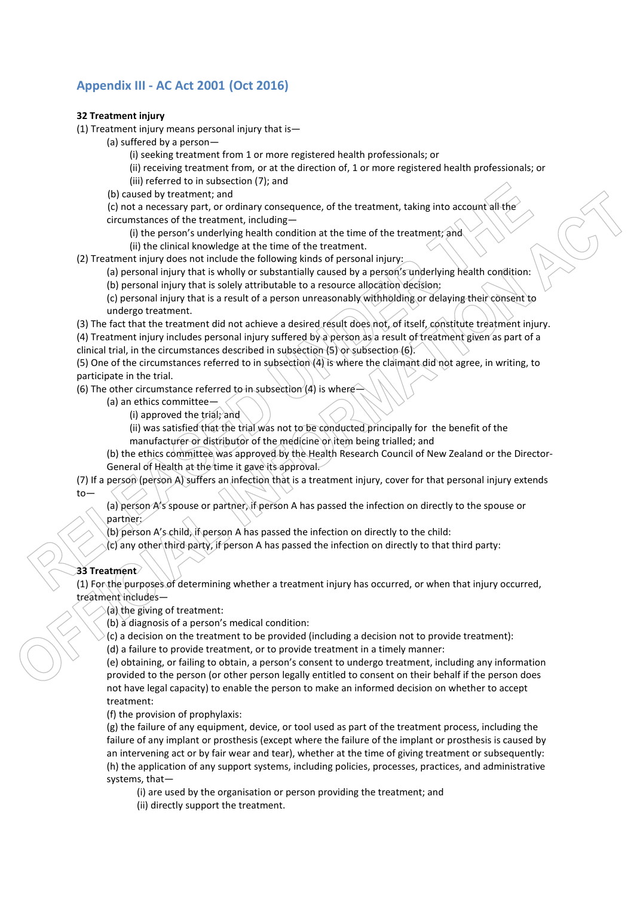## Appendix III - AC Act 2001 (Oct 2016)

**32 Treatment injury**

(1) Treatment injury means personal injury that is—

- (a) suffered by a person—
  - (i) seeking treatment from 1 or more registered health professionals; or
  - (ii) receiving treatment from, or at the direction of, 1 or more registered health professionals; or
  - (iii) referred to in subsection (7); and
- (b) caused by treatment; and
- (c) not a necessary part, or ordinary consequence, of the treatment, taking into account all the circumstances of the treatment, including—
  - (i) the person's underlying health condition at the time of the treatment; and
  - (ii) the clinical knowledge at the time of the treatment.

(2) Treatment injury does not include the following kinds of personal injury:

- (a) personal injury that is wholly or substantially caused by a person's underlying health condition:
- (b) personal injury that is solely attributable to a resource allocation decision:
- (c) personal injury that is a result of a person unreasonably withholding or delaying their consent to undergo treatment.

(3) The fact that the treatment did not achieve a desired result does not, of itself, constitute treatment injury.

(4) Treatment injury includes personal injury suffered by a person as a result of treatment given as part of a clinical trial, in the circumstances described in subsection (5) or subsection (6).

(5) One of the circumstances referred to in subsection (4) is where the claimant did not agree, in writing, to participate in the trial.

(6) The other circumstance referred to in subsection (4) is where—

- (a) an ethics committee—
  - (i) approved the trial; and
  - (ii) was satisfied that the trial was not to be conducted principally for the benefit of the manufacturer or distributor of the medicine or item being trialled; and
- (b) the ethics committee was approved by the Health Research Council of New Zealand or the Director-General of Health at the time it gave its approval.

(7) If a person (person A) suffers an infection that is a treatment injury, cover for that personal injury extends to—

- (a) person A's spouse or partner, if person A has passed the infection on directly to the spouse or partner:
- (b) person A's child, if person A has passed the infection on directly to the child:
- (c) any other third party, if person A has passed the infection on directly to that third party:

**33 Treatment**

(1) For the purposes of determining whether a treatment injury has occurred, or when that injury occurred, treatment includes—

- (a) the giving of treatment:
- (b) a diagnosis of a person's medical condition:
- (c) a decision on the treatment to be provided (including a decision not to provide treatment):
- (d) a failure to provide treatment, or to provide treatment in a timely manner:
- (e) obtaining, or failing to obtain, a person's consent to undergo treatment, including any information provided to the person (or other person legally entitled to consent on their behalf if the person does not have legal capacity) to enable the person to make an informed decision on whether to accept treatment:
- (f) the provision of prophylaxis:
- (g) the failure of any equipment, device, or tool used as part of the treatment process, including the failure of any implant or prosthesis (except where the failure of the implant or prosthesis is caused by an intervening act or by fair wear and tear), whether at the time of giving treatment or subsequently:
- (h) the application of any support systems, including policies, processes, practices, and administrative systems, that—
  - (i) are used by the organisation or person providing the treatment; and
  - (ii) directly support the treatment.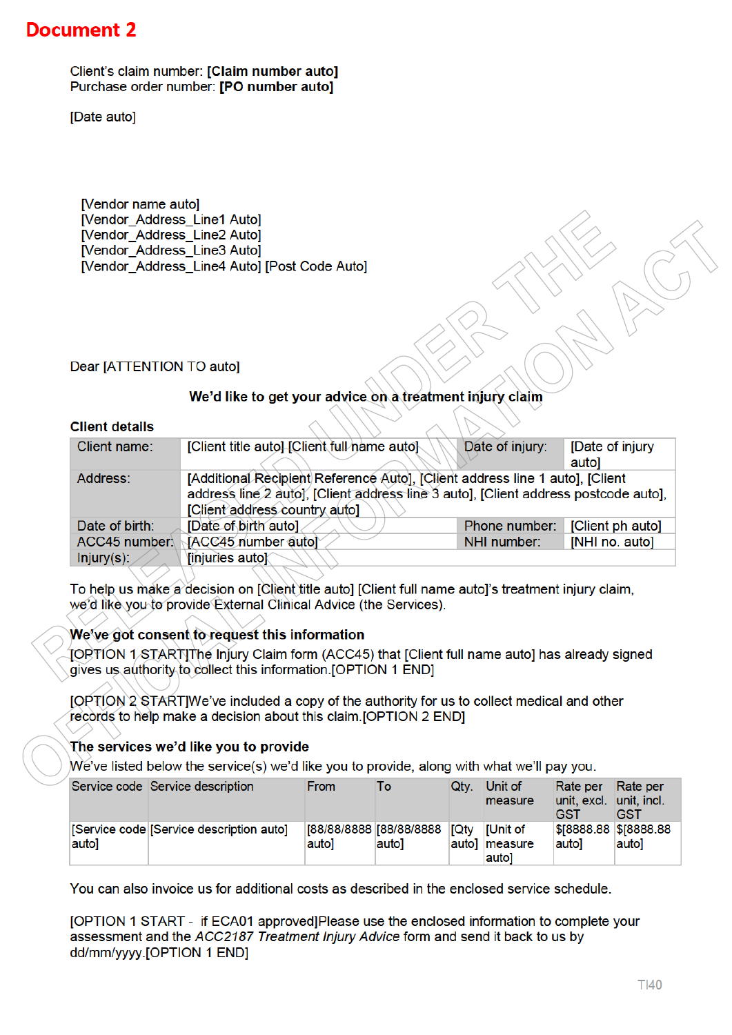# Document 2

Client's claim number: **[Claim number auto]**
Purchase order number: **[PO number auto]**

[Date auto]

[Vendor name auto]
[Vendor_Address_Line1 Auto]
[Vendor_Address_Line2 Auto]
[Vendor_Address_Line3 Auto]
[Vendor_Address_Line4 Auto] [Post Code Auto]

Dear [ATTENTION TO auto]

**We'd like to get your advice on a treatment injury claim**

**Client details**

| Client name: | [Client title auto] [Client full name auto] | Date of injury: | [Date of injury auto] |
|---|---|---|---|
| Address: | [Additional Recipient Reference Auto], [Client address line 1 auto], [Client address line 2 auto], [Client address line 3 auto], [Client address postcode auto], [Client address country auto] | | |
| Date of birth: | [Date of birth auto] | Phone number: | [Client ph auto] |
| ACC45 number: | [ACC45 number auto] | NHI number: | [NHI no. auto] |
| Injury(s): | [injuries auto] | | |

To help us make a decision on [Client title auto] [Client full name auto]'s treatment injury claim, we'd like you to provide External Clinical Advice (the Services).

**We've got consent to request this information**

[OPTION 1 START]The Injury Claim form (ACC45) that [Client full name auto] has already signed gives us authority to collect this information.[OPTION 1 END]

[OPTION 2 START]We've included a copy of the authority for us to collect medical and other records to help make a decision about this claim.[OPTION 2 END]

**The services we'd like you to provide**

We've listed below the service(s) we'd like you to provide, along with what we'll pay you.

| Service code | Service description | From | To | Qty. | Unit of measure | Rate per unit, excl. GST | Rate per unit, incl. GST |
|---|---|---|---|---|---|---|---|
| [Service code auto] | [Service description auto] | [88/88/8888 auto] | [88/88/8888 auto] | [Qty auto] | [Unit of measure auto] | $[8888.88 auto] | $[8888.88 auto] |

You can also invoice us for additional costs as described in the enclosed service schedule.

[OPTION 1 START - if ECA01 approved]Please use the enclosed information to complete your assessment and the *ACC2187 Treatment Injury Advice* form and send it back to us by dd/mm/yyyy.[OPTION 1 END]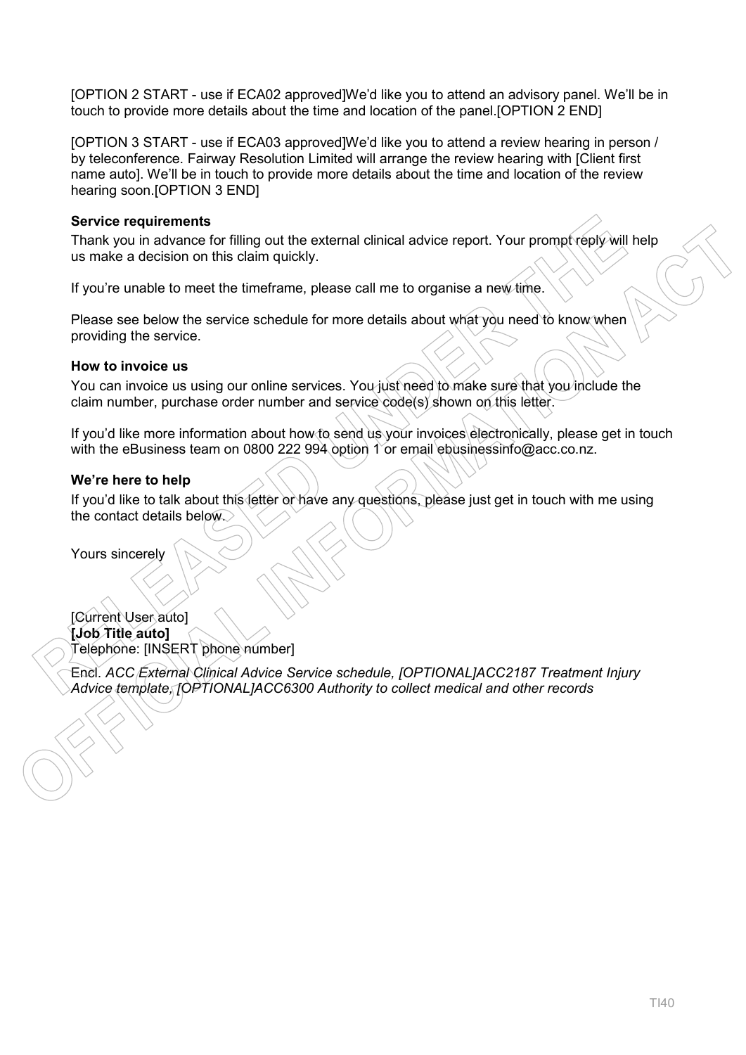[OPTION 2 START - use if ECA02 approved]We'd like you to attend an advisory panel. We'll be in touch to provide more details about the time and location of the panel.[OPTION 2 END]

[OPTION 3 START - use if ECA03 approved]We'd like you to attend a review hearing in person / by teleconference. Fairway Resolution Limited will arrange the review hearing with [Client first name auto]. We'll be in touch to provide more details about the time and location of the review hearing soon.[OPTION 3 END]

**Service requirements**

Thank you in advance for filling out the external clinical advice report. Your prompt reply will help us make a decision on this claim quickly.

If you're unable to meet the timeframe, please call me to organise a new time.

Please see below the service schedule for more details about what you need to know when providing the service.

**How to invoice us**

You can invoice us using our online services. You just need to make sure that you include the claim number, purchase order number and service code(s) shown on this letter.

If you'd like more information about how to send us your invoices electronically, please get in touch with the eBusiness team on 0800 222 994 option 1 or email ebusinessinfo@acc.co.nz.

**We're here to help**

If you'd like to talk about this letter or have any questions, please just get in touch with me using the contact details below.

Yours sincerely

[Current User auto]
**[Job Title auto]**
Telephone: [INSERT phone number]

Encl. *ACC External Clinical Advice Service schedule, [OPTIONAL]ACC2187 Treatment Injury Advice template, [OPTIONAL]ACC6300 Authority to collect medical and other records*

TI40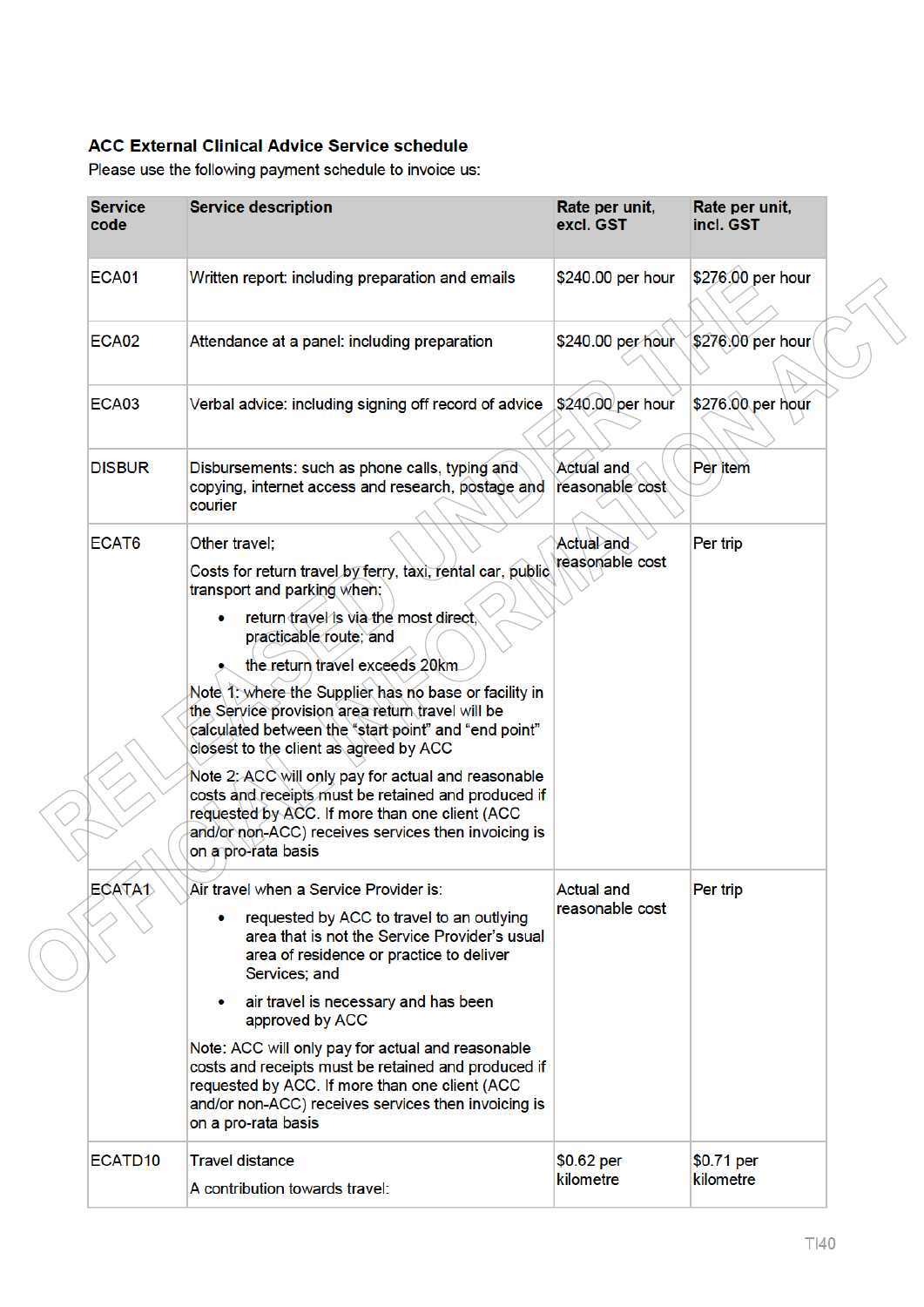### ACC External Clinical Advice Service schedule

Please use the following payment schedule to invoice us:

| Service code | Service description | Rate per unit, excl. GST | Rate per unit, incl. GST |
|---|---|---|---|
| ECA01 | Written report: including preparation and emails | $240.00 per hour | $276.00 per hour |
| ECA02 | Attendance at a panel: including preparation | $240.00 per hour | $276.00 per hour |
| ECA03 | Verbal advice: including signing off record of advice | $240.00 per hour | $276.00 per hour |
| DISBUR | Disbursements: such as phone calls, typing and copying, internet access and research, postage and courier | Actual and reasonable cost | Per item |
| ECAT6 | Other travel;<br>Costs for return travel by ferry, taxi, rental car, public transport and parking when:<br>• return travel is via the most direct, practicable route; and<br>• the return travel exceeds 20km<br>Note 1: where the Supplier has no base or facility in the Service provision area return travel will be calculated between the "start point" and "end point" closest to the client as agreed by ACC<br>Note 2: ACC will only pay for actual and reasonable costs and receipts must be retained and produced if requested by ACC. If more than one client (ACC and/or non-ACC) receives services then invoicing is on a pro-rata basis | Actual and reasonable cost | Per trip |
| ECATA1 | Air travel when a Service Provider is:<br>• requested by ACC to travel to an outlying area that is not the Service Provider's usual area of residence or practice to deliver Services; and<br>• air travel is necessary and has been approved by ACC<br>Note: ACC will only pay for actual and reasonable costs and receipts must be retained and produced if requested by ACC. If more than one client (ACC and/or non-ACC) receives services then invoicing is on a pro-rata basis | Actual and reasonable cost | Per trip |
| ECATD10 | Travel distance<br>A contribution towards travel: | $0.62 per kilometre | $0.71 per kilometre |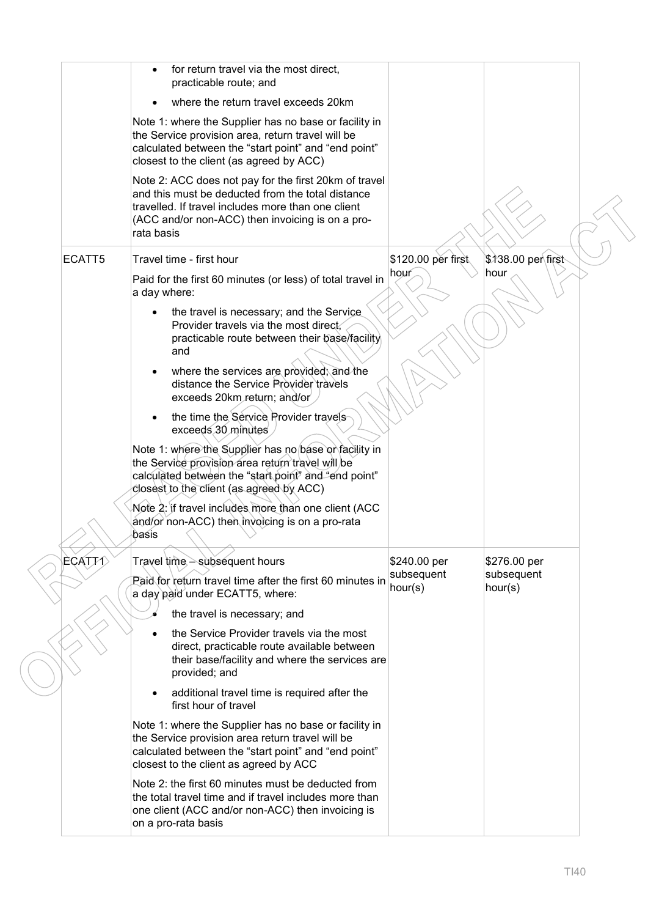| | | | |
|---|---|---|---|
| | • for return travel via the most direct, practicable route; and<br>• where the return travel exceeds 20km<br><br>Note 1: where the Supplier has no base or facility in the Service provision area, return travel will be calculated between the "start point" and "end point" closest to the client (as agreed by ACC)<br><br>Note 2: ACC does not pay for the first 20km of travel and this must be deducted from the total distance travelled. If travel includes more than one client (ACC and/or non-ACC) then invoicing is on a pro-rata basis | | |
| ECATT5 | Travel time - first hour<br><br>Paid for the first 60 minutes (or less) of total travel in a day where:<br><br>• the travel is necessary; and the Service Provider travels via the most direct, practicable route between their base/facility and<br>• where the services are provided; and the distance the Service Provider travels exceeds 20km return; and/or<br>• the time the Service Provider travels exceeds 30 minutes<br><br>Note 1: where the Supplier has no base or facility in the Service provision area return travel will be calculated between the "start point" and "end point" closest to the client (as agreed by ACC)<br><br>Note 2: if travel includes more than one client (ACC and/or non-ACC) then invoicing is on a pro-rata basis | $120.00 per first hour | $138.00 per first hour |
| ECATT1 | Travel time – subsequent hours<br><br>Paid for return travel time after the first 60 minutes in a day paid under ECATT5, where:<br><br>• the travel is necessary; and<br>• the Service Provider travels via the most direct, practicable route available between their base/facility and where the services are provided; and<br>• additional travel time is required after the first hour of travel<br><br>Note 1: where the Supplier has no base or facility in the Service provision area return travel will be calculated between the "start point" and "end point" closest to the client as agreed by ACC<br><br>Note 2: the first 60 minutes must be deducted from the total travel time and if travel includes more than one client (ACC and/or non-ACC) then invoicing is on a pro-rata basis | $240.00 per subsequent hour(s) | $276.00 per subsequent hour(s) |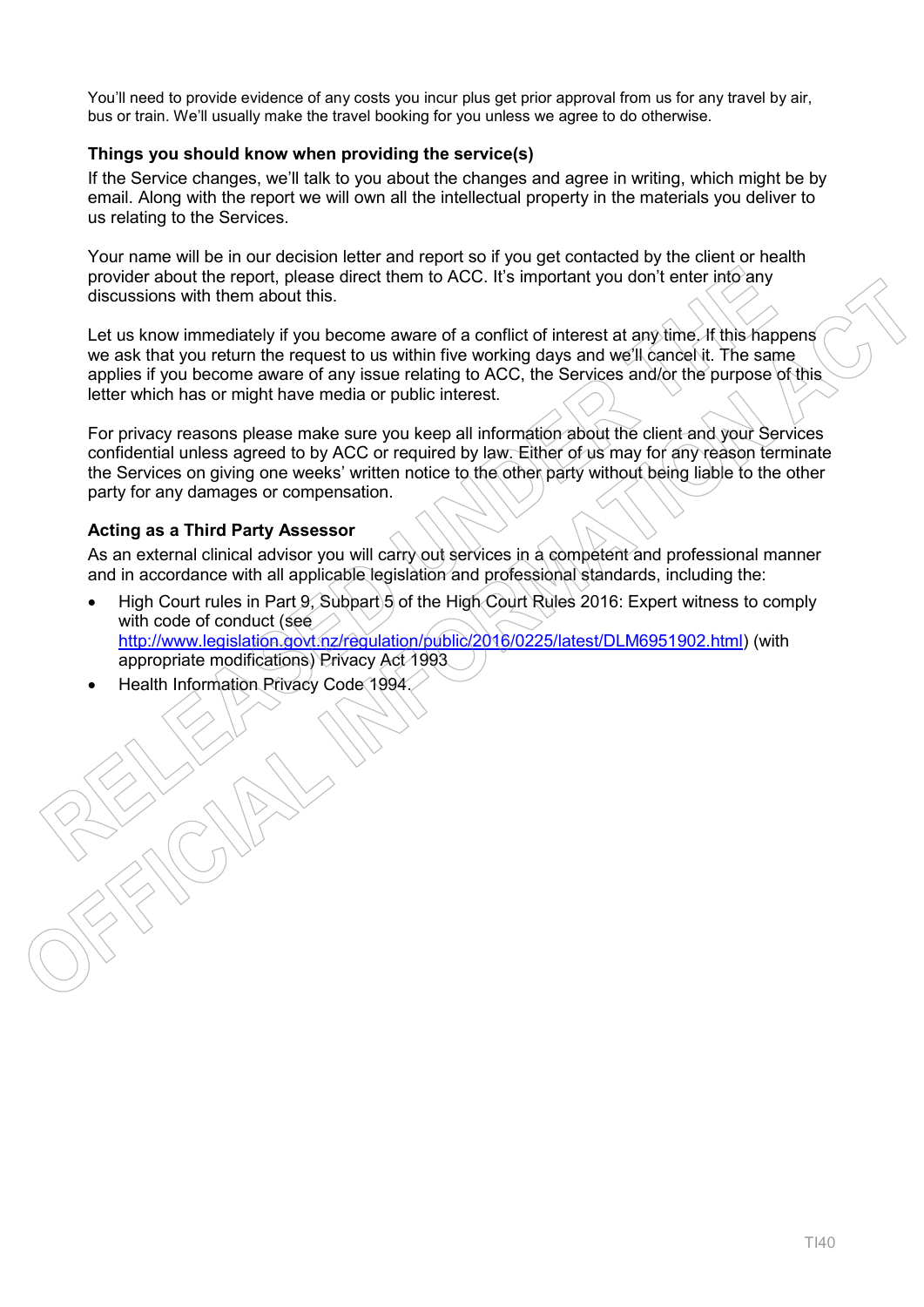You'll need to provide evidence of any costs you incur plus get prior approval from us for any travel by air, bus or train. We'll usually make the travel booking for you unless we agree to do otherwise.

### Things you should know when providing the service(s)

If the Service changes, we'll talk to you about the changes and agree in writing, which might be by email. Along with the report we will own all the intellectual property in the materials you deliver to us relating to the Services.

Your name will be in our decision letter and report so if you get contacted by the client or health provider about the report, please direct them to ACC. It's important you don't enter into any discussions with them about this.

Let us know immediately if you become aware of a conflict of interest at any time. If this happens we ask that you return the request to us within five working days and we'll cancel it. The same applies if you become aware of any issue relating to ACC, the Services and/or the purpose of this letter which has or might have media or public interest.

For privacy reasons please make sure you keep all information about the client and your Services confidential unless agreed to by ACC or required by law. Either of us may for any reason terminate the Services on giving one weeks' written notice to the other party without being liable to the other party for any damages or compensation.

### Acting as a Third Party Assessor

As an external clinical advisor you will carry out services in a competent and professional manner and in accordance with all applicable legislation and professional standards, including the:

- High Court rules in Part 9, Subpart 5 of the High Court Rules 2016: Expert witness to comply with code of conduct (see http://www.legislation.govt.nz/regulation/public/2016/0225/latest/DLM6951902.html) (with appropriate modifications) Privacy Act 1993
- Health Information Privacy Code 1994.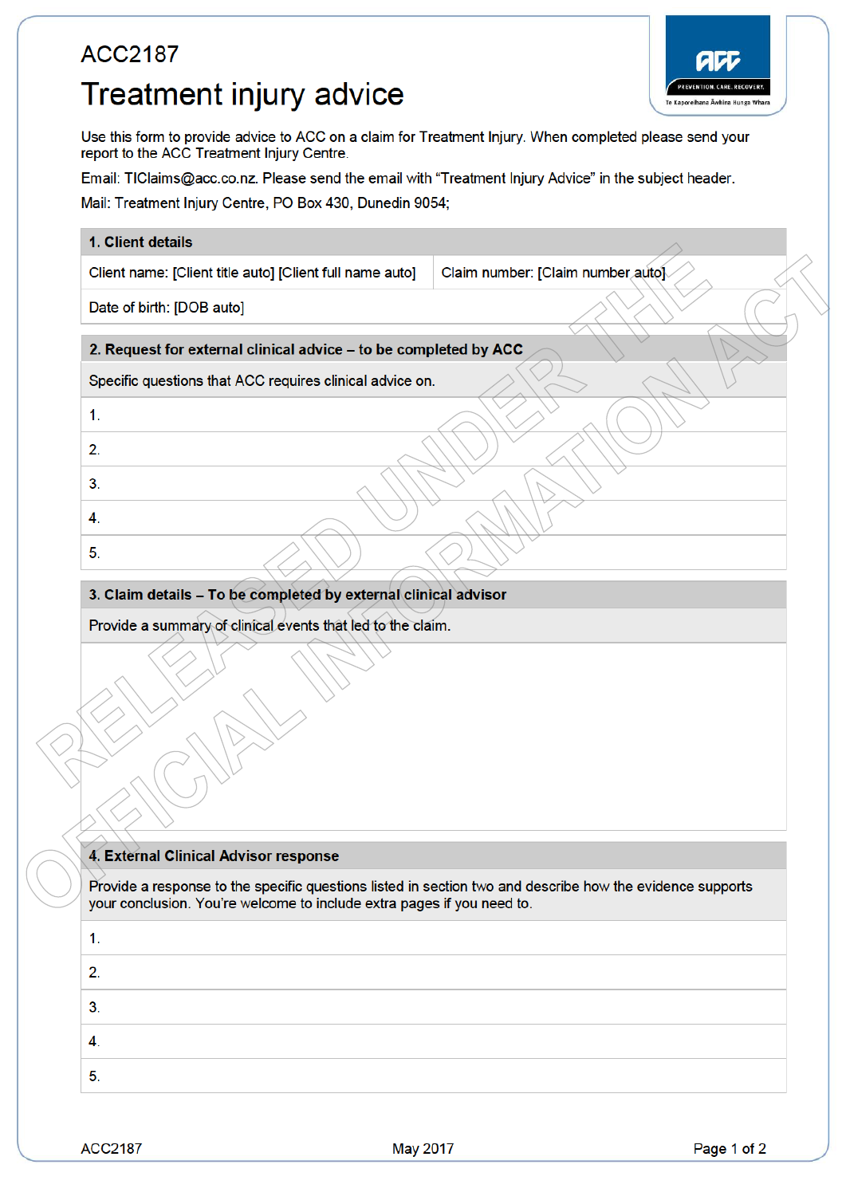ACC2187

# Treatment injury advice

Use this form to provide advice to ACC on a claim for Treatment Injury. When completed please send your report to the ACC Treatment Injury Centre.

Email: TIClaims@acc.co.nz. Please send the email with "Treatment Injury Advice" in the subject header.

Mail: Treatment Injury Centre, PO Box 430, Dunedin 9054;

| **1. Client details** | |
|---|---|
| Client name: [Client title auto] [Client full name auto] | Claim number: [Claim number auto] |
| Date of birth: [DOB auto] | |

| **2. Request for external clinical advice – to be completed by ACC** |
|---|
| Specific questions that ACC requires clinical advice on. |
| 1. |
| 2. |
| 3. |
| 4. |
| 5. |

| **3. Claim details – To be completed by external clinical advisor** |
|---|
| Provide a summary of clinical events that led to the claim. |
| |

| **4. External Clinical Advisor response** |
|---|
| Provide a response to the specific questions listed in section two and describe how the evidence supports your conclusion. You're welcome to include extra pages if you need to. |
| 1. |
| 2. |
| 3. |
| 4. |
| 5. |

RELEASED UNDER THE OFFICIAL INFORMATION ACT

ACC2187 May 2017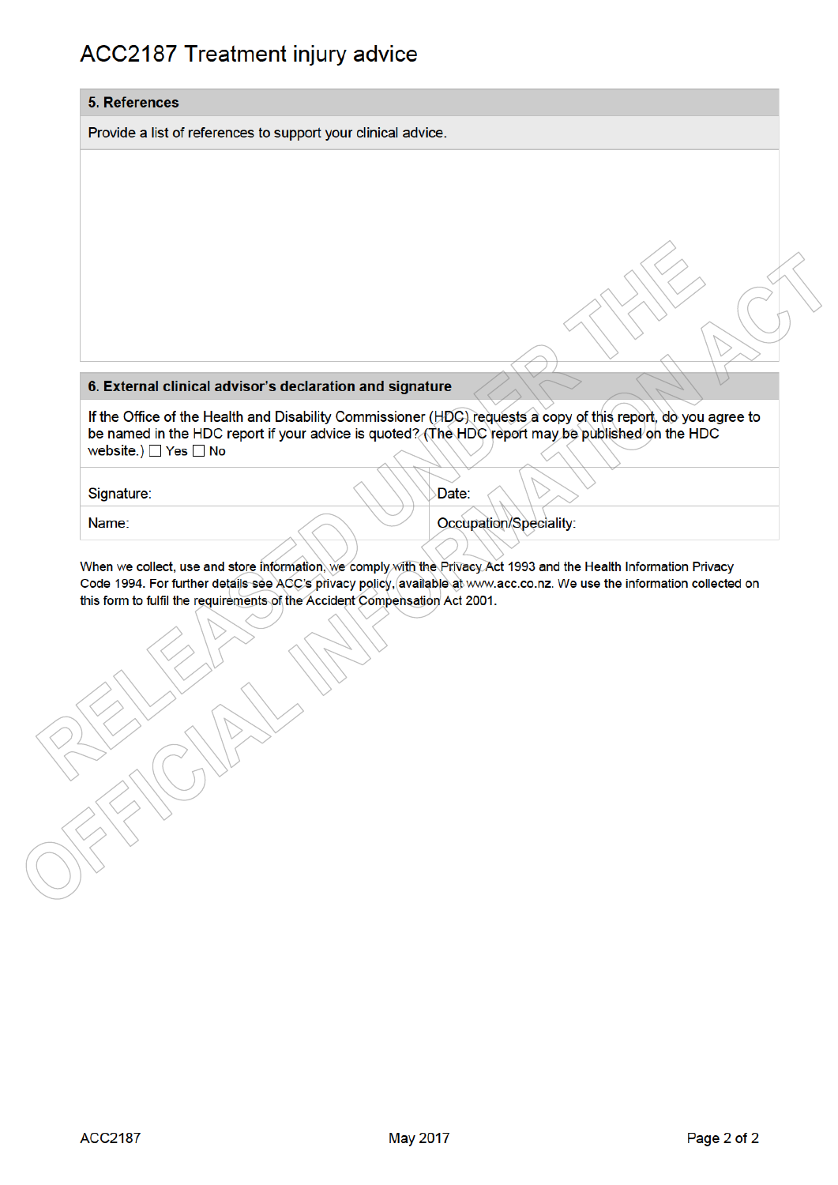# ACC2187 Treatment injury advice

| 5. References |
|---|
| Provide a list of references to support your clinical advice. |
| |

| 6. External clinical advisor's declaration and signature | |
|---|---|
| If the Office of the Health and Disability Commissioner (HDC) requests a copy of this report, do you agree to be named in the HDC report if your advice is quoted? (The HDC report may be published on the HDC website.) ☐ Yes ☐ No | |
| Signature: | Date: |
| Name: | Occupation/Speciality: |

When we collect, use and store information, we comply with the Privacy Act 1993 and the Health Information Privacy Code 1994. For further details see ACC's privacy policy, available at www.acc.co.nz. We use the information collected on this form to fulfil the requirements of the Accident Compensation Act 2001.

ACC2187 May 2017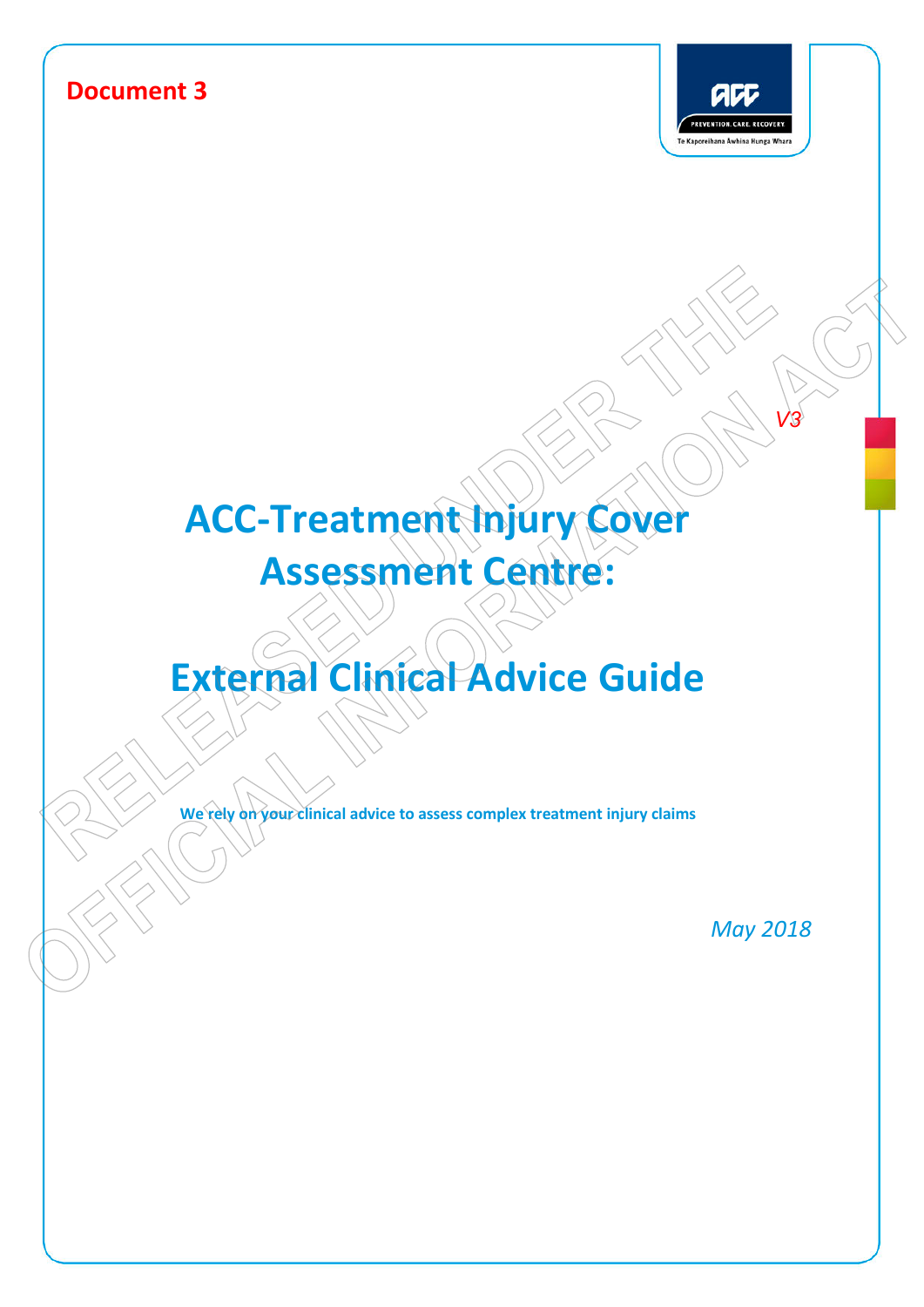**Document 3**

*V3*

# ACC-Treatment Injury Cover Assessment Centre:

# External Clinical Advice Guide

**We rely on your clinical advice to assess complex treatment injury claims**

*May 2018*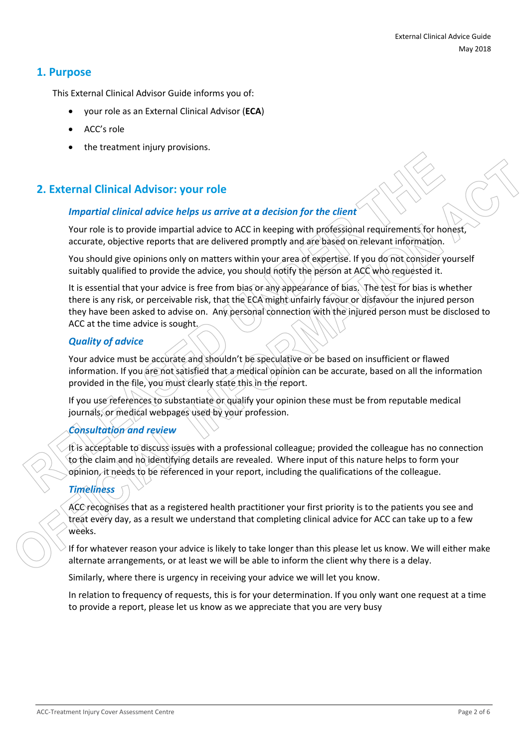## 1. Purpose

This External Clinical Advisor Guide informs you of:

- your role as an External Clinical Advisor (**ECA**)
- ACC's role
- the treatment injury provisions.

## 2. External Clinical Advisor: your role

### *Impartial clinical advice helps us arrive at a decision for the client*

Your role is to provide impartial advice to ACC in keeping with professional requirements for honest, accurate, objective reports that are delivered promptly and are based on relevant information.

You should give opinions only on matters within your area of expertise. If you do not consider yourself suitably qualified to provide the advice, you should notify the person at ACC who requested it.

It is essential that your advice is free from bias or any appearance of bias. The test for bias is whether there is any risk, or perceivable risk, that the ECA might unfairly favour or disfavour the injured person they have been asked to advise on. Any personal connection with the injured person must be disclosed to ACC at the time advice is sought.

### *Quality of advice*

Your advice must be accurate and shouldn't be speculative or be based on insufficient or flawed information. If you are not satisfied that a medical opinion can be accurate, based on all the information provided in the file, you must clearly state this in the report.

If you use references to substantiate or qualify your opinion these must be from reputable medical journals, or medical webpages used by your profession.

### *Consultation and review*

It is acceptable to discuss issues with a professional colleague; provided the colleague has no connection to the claim and no identifying details are revealed. Where input of this nature helps to form your opinion, it needs to be referenced in your report, including the qualifications of the colleague.

### *Timeliness*

ACC recognises that as a registered health practitioner your first priority is to the patients you see and treat every day, as a result we understand that completing clinical advice for ACC can take up to a few weeks.

If for whatever reason your advice is likely to take longer than this please let us know. We will either make alternate arrangements, or at least we will be able to inform the client why there is a delay.

Similarly, where there is urgency in receiving your advice we will let you know.

In relation to frequency of requests, this is for your determination. If you only want one request at a time to provide a report, please let us know as we appreciate that you are very busy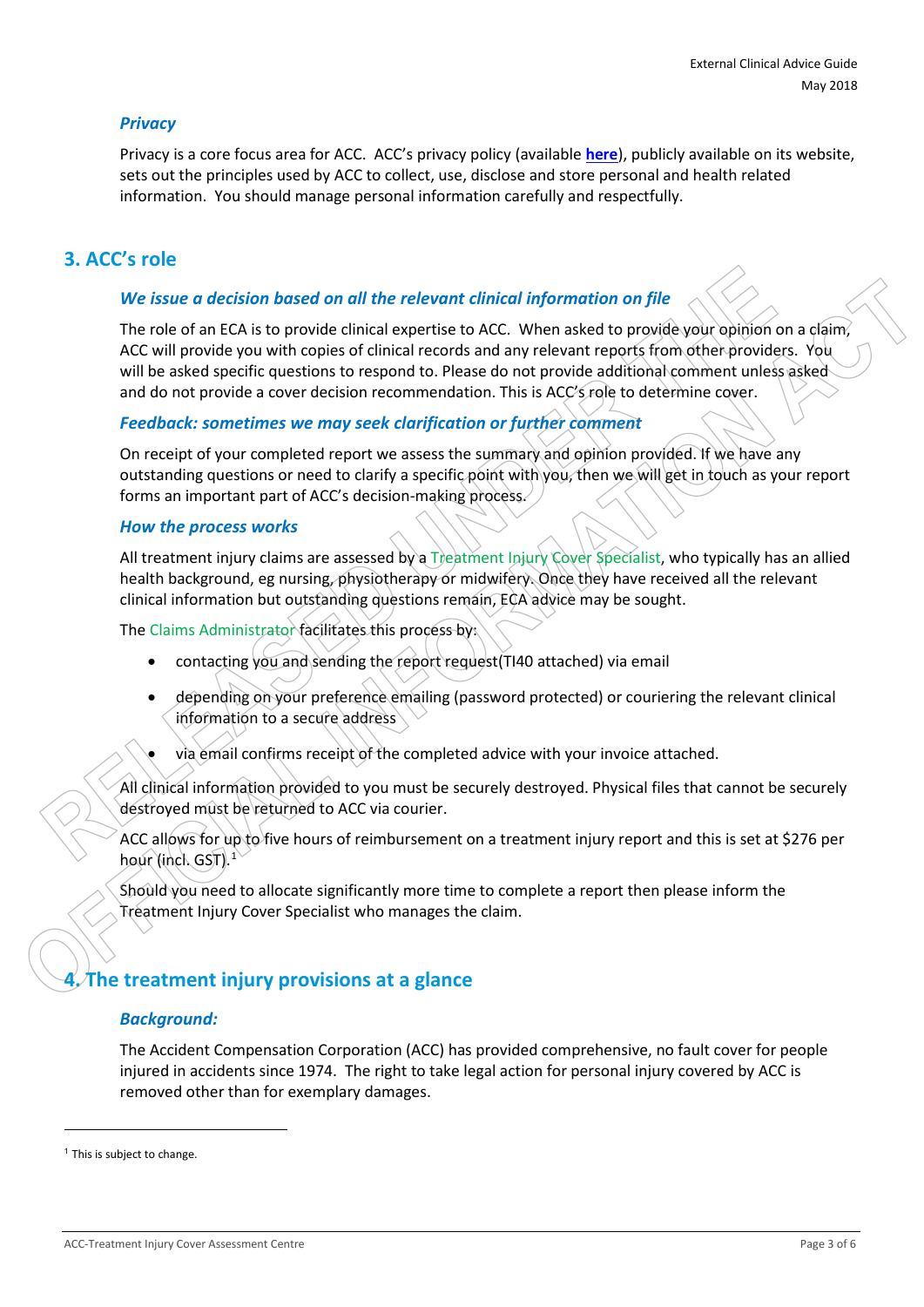### *Privacy*

Privacy is a core focus area for ACC. ACC's privacy policy (available **here**), publicly available on its website, sets out the principles used by ACC to collect, use, disclose and store personal and health related information. You should manage personal information carefully and respectfully.

## 3. ACC's role

### *We issue a decision based on all the relevant clinical information on file*

The role of an ECA is to provide clinical expertise to ACC. When asked to provide your opinion on a claim, ACC will provide you with copies of clinical records and any relevant reports from other providers. You will be asked specific questions to respond to. Please do not provide additional comment unless asked and do not provide a cover decision recommendation. This is ACC's role to determine cover.

### *Feedback: sometimes we may seek clarification or further comment*

On receipt of your completed report we assess the summary and opinion provided. If we have any outstanding questions or need to clarify a specific point with you, then we will get in touch as your report forms an important part of ACC's decision-making process.

### *How the process works*

All treatment injury claims are assessed by a Treatment Injury Cover Specialist, who typically has an allied health background, eg nursing, physiotherapy or midwifery. Once they have received all the relevant clinical information but outstanding questions remain, ECA advice may be sought.

The Claims Administrator facilitates this process by:

- contacting you and sending the report request(TI40 attached) via email
- depending on your preference emailing (password protected) or couriering the relevant clinical information to a secure address
- via email confirms receipt of the completed advice with your invoice attached.

All clinical information provided to you must be securely destroyed. Physical files that cannot be securely destroyed must be returned to ACC via courier.

ACC allows for up to five hours of reimbursement on a treatment injury report and this is set at $276 per hour (incl. GST).[1]

Should you need to allocate significantly more time to complete a report then please inform the Treatment Injury Cover Specialist who manages the claim.

## 4. The treatment injury provisions at a glance

### *Background:*

The Accident Compensation Corporation (ACC) has provided comprehensive, no fault cover for people injured in accidents since 1974. The right to take legal action for personal injury covered by ACC is removed other than for exemplary damages.

[1] This is subject to change.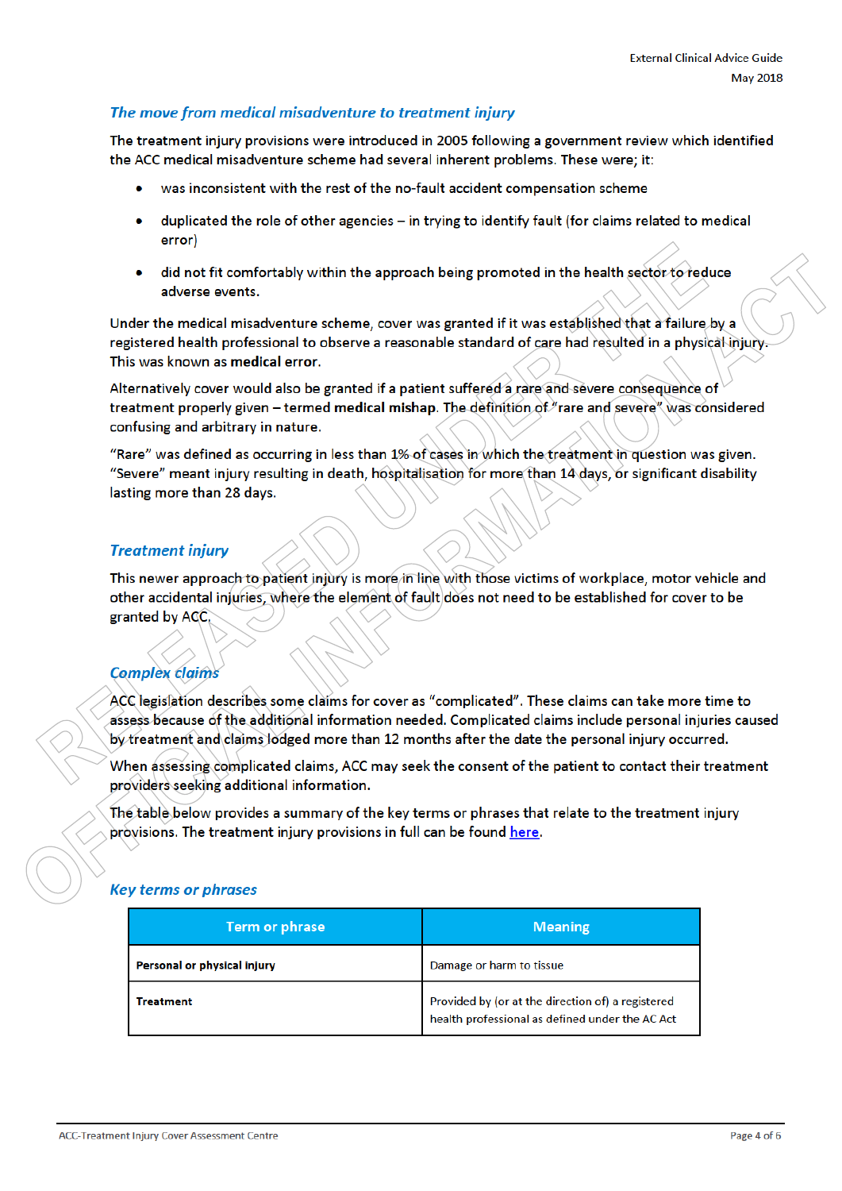### *The move from medical misadventure to treatment injury*

The treatment injury provisions were introduced in 2005 following a government review which identified the ACC medical misadventure scheme had several inherent problems. These were; it:

- was inconsistent with the rest of the no-fault accident compensation scheme
- duplicated the role of other agencies – in trying to identify fault (for claims related to medical error)
- did not fit comfortably within the approach being promoted in the health sector to reduce adverse events.

Under the medical misadventure scheme, cover was granted if it was established that a failure by a registered health professional to observe a reasonable standard of care had resulted in a physical injury. This was known as **medical error**.

Alternatively cover would also be granted if a patient suffered a rare and severe consequence of treatment properly given – termed **medical mishap**. The definition of "rare and severe" was considered confusing and arbitrary in nature.

"Rare" was defined as occurring in less than 1% of cases in which the treatment in question was given. "Severe" meant injury resulting in death, hospitalisation for more than 14 days, or significant disability lasting more than 28 days.

### *Treatment injury*

This newer approach to patient injury is more in line with those victims of workplace, motor vehicle and other accidental injuries, where the element of fault does not need to be established for cover to be granted by ACC.

### *Complex claims*

ACC legislation describes some claims for cover as "complicated". These claims can take more time to assess because of the additional information needed. Complicated claims include personal injuries caused by treatment and claims lodged more than 12 months after the date the personal injury occurred.

When assessing complicated claims, ACC may seek the consent of the patient to contact their treatment providers seeking additional information.

The table below provides a summary of the key terms or phrases that relate to the treatment injury provisions. The treatment injury provisions in full can be found here.

### *Key terms or phrases*

| Term or phrase | Meaning |
| --- | --- |
| **Personal or physical injury** | Damage or harm to tissue |
| **Treatment** | Provided by (or at the direction of) a registered health professional as defined under the AC Act |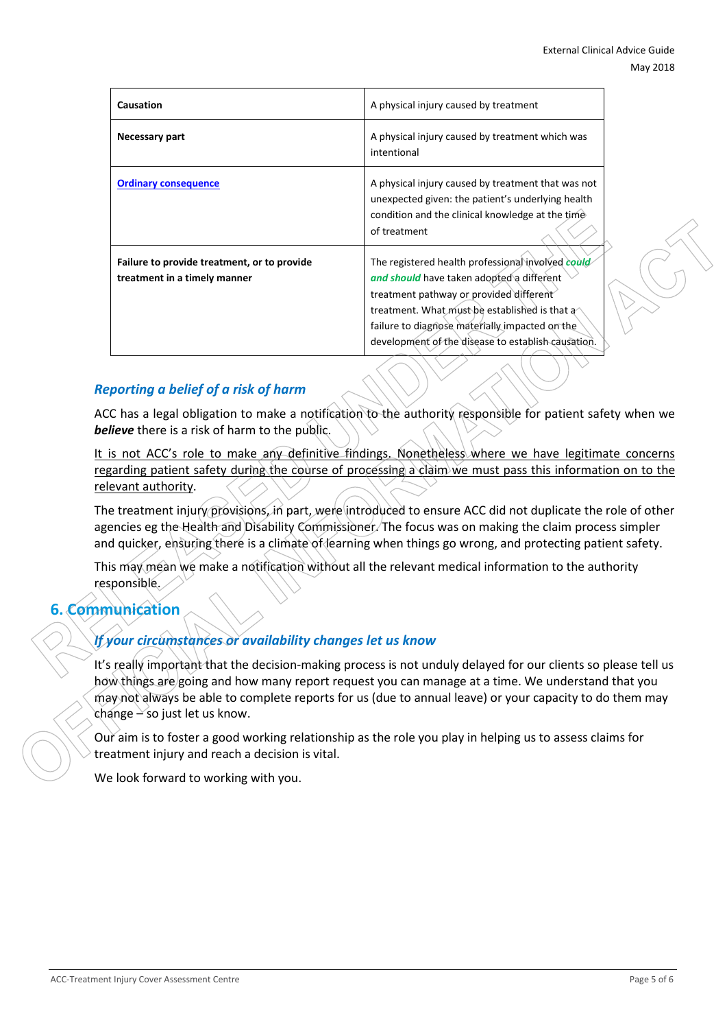| Causation | A physical injury caused by treatment |
|---|---|
| **Necessary part** | A physical injury caused by treatment which was intentional |
| **Ordinary consequence** | A physical injury caused by treatment that was not unexpected given: the patient's underlying health condition and the clinical knowledge at the time of treatment |
| **Failure to provide treatment, or to provide treatment in a timely manner** | The registered health professional involved ***could and should*** have taken adopted a different treatment pathway or provided different treatment. What must be established is that a failure to diagnose materially impacted on the development of the disease to establish causation. |

### *Reporting a belief of a risk of harm*

ACC has a legal obligation to make a notification to the authority responsible for patient safety when we ***believe*** there is a risk of harm to the public.

It is not ACC's role to make any definitive findings. Nonetheless where we have legitimate concerns regarding patient safety during the course of processing a claim we must pass this information on to the relevant authority.

The treatment injury provisions, in part, were introduced to ensure ACC did not duplicate the role of other agencies eg the Health and Disability Commissioner. The focus was on making the claim process simpler and quicker, ensuring there is a climate of learning when things go wrong, and protecting patient safety.

This may mean we make a notification without all the relevant medical information to the authority responsible.

## 6. Communication

### *If your circumstances or availability changes let us know*

It's really important that the decision-making process is not unduly delayed for our clients so please tell us how things are going and how many report request you can manage at a time. We understand that you may not always be able to complete reports for us (due to annual leave) or your capacity to do them may change – so just let us know.

Our aim is to foster a good working relationship as the role you play in helping us to assess claims for treatment injury and reach a decision is vital.

We look forward to working with you.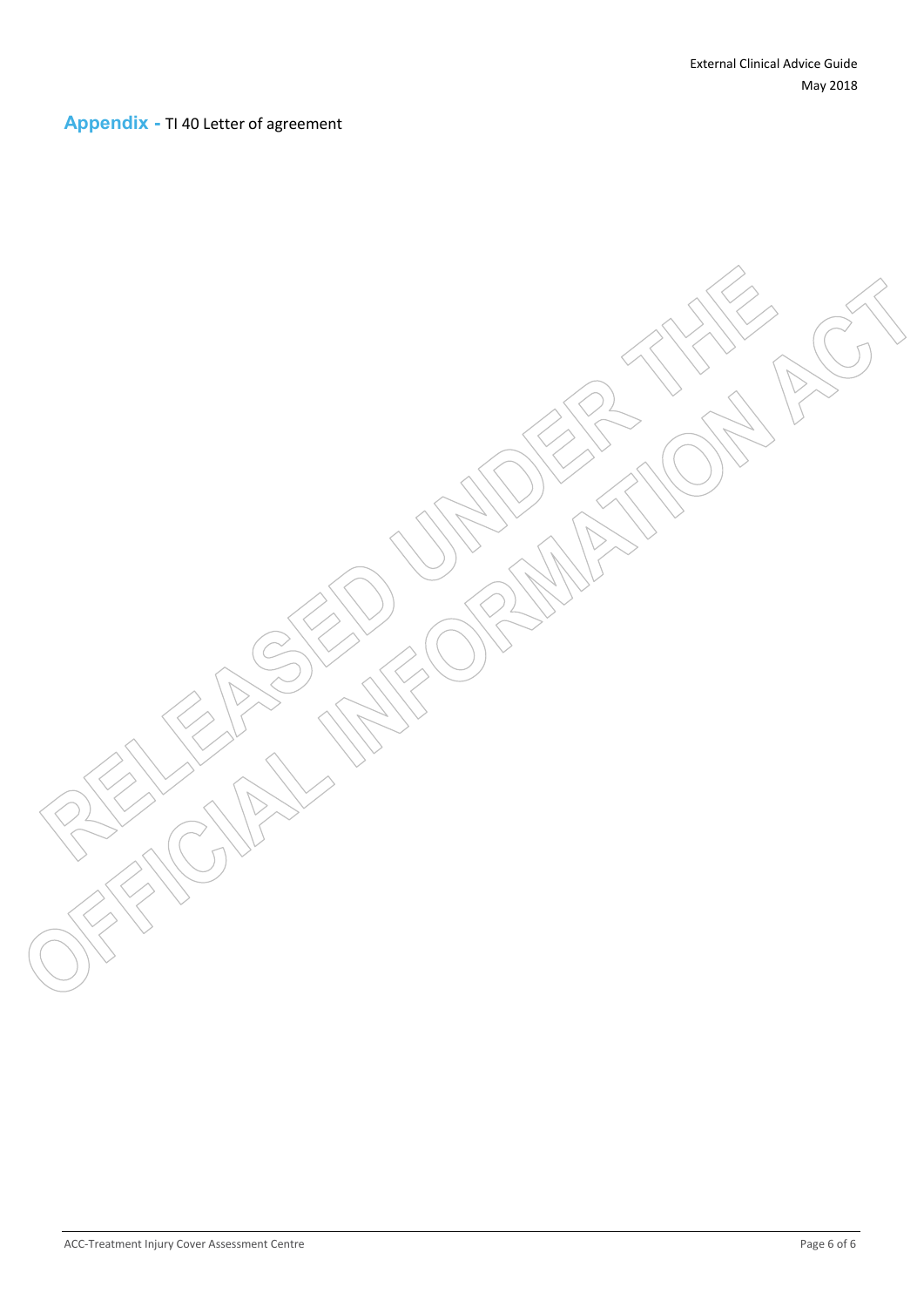## Appendix - TI 40 Letter of agreement